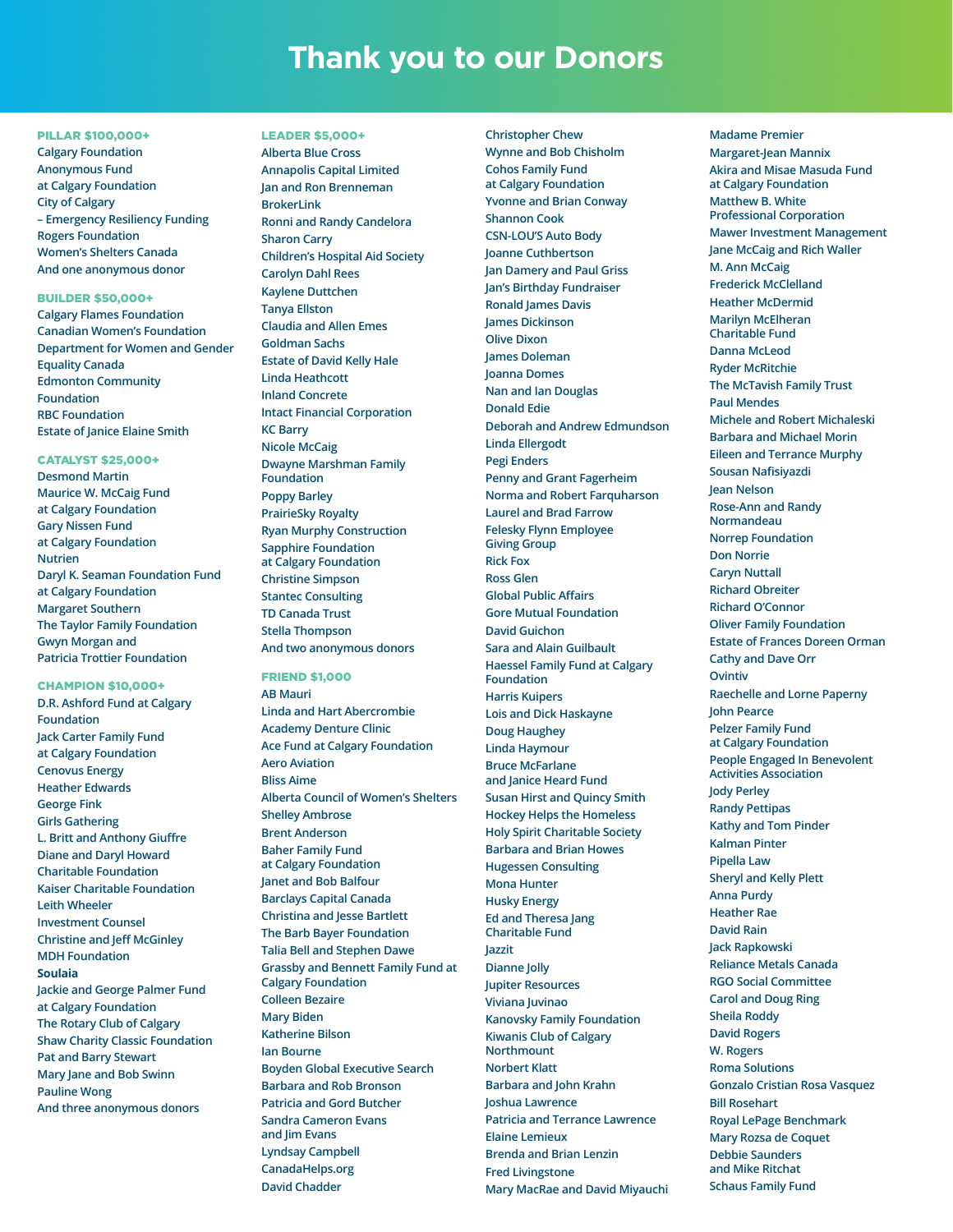# Thank you to our Donors

**PILLAR $100,000+**

Calgary Foundation
Anonymous Fund at Calgary Foundation
City of Calgary – Emergency Resiliency Funding
Rogers Foundation
Women's Shelters Canada
And one anonymous donor

**BUILDER $50,000+**

Calgary Flames Foundation
Canadian Women's Foundation
Department for Women and Gender Equality Canada
Edmonton Community Foundation
RBC Foundation
Estate of Janice Elaine Smith

**CATALYST $25,000+**

Desmond Martin
Maurice W. McCaig Fund at Calgary Foundation
Gary Nissen Fund at Calgary Foundation
Nutrien
Daryl K. Seaman Foundation Fund at Calgary Foundation
Margaret Southern
The Taylor Family Foundation
Gwyn Morgan and Patricia Trottier Foundation

**CHAMPION $10,000+**

D.R. Ashford Fund at Calgary Foundation
Jack Carter Family Fund at Calgary Foundation
Cenovus Energy
Heather Edwards
George Fink
Girls Gathering
L. Britt and Anthony Giuffre
Diane and Daryl Howard Charitable Foundation
Kaiser Charitable Foundation
Leith Wheeler Investment Counsel
Christine and Jeff McGinley
MDH Foundation
**Soulaia**
Jackie and George Palmer Fund at Calgary Foundation
The Rotary Club of Calgary
Shaw Charity Classic Foundation
Pat and Barry Stewart
Mary Jane and Bob Swinn
Pauline Wong
And three anonymous donors

**LEADER $5,000+**

Alberta Blue Cross
Annapolis Capital Limited
Jan and Ron Brenneman
BrokerLink
Ronni and Randy Candelora
Sharon Carry
Children's Hospital Aid Society
Carolyn Dahl Rees
Kaylene Duttchen
Tanya Ellston
Claudia and Allen Emes
Goldman Sachs
Estate of David Kelly Hale
Linda Heathcott
Inland Concrete
Intact Financial Corporation
KC Barry
Nicole McCaig
Dwayne Marshman Family Foundation
Poppy Barley
PrairieSky Royalty
Ryan Murphy Construction
Sapphire Foundation at Calgary Foundation
Christine Simpson
Stantec Consulting
TD Canada Trust
Stella Thompson
And two anonymous donors

**FRIEND $1,000**

AB Mauri
Linda and Hart Abercrombie
Academy Denture Clinic
Ace Fund at Calgary Foundation
Aero Aviation
Bliss Aime
Alberta Council of Women's Shelters
Shelley Ambrose
Brent Anderson
Baher Family Fund at Calgary Foundation
Janet and Bob Balfour
Barclays Capital Canada
Christina and Jesse Bartlett
The Barb Bayer Foundation
Talia Bell and Stephen Dawe
Grassby and Bennett Family Fund at Calgary Foundation
Colleen Bezaire
Mary Biden
Katherine Bilson
Ian Bourne
Boyden Global Executive Search
Barbara and Rob Bronson
Patricia and Gord Butcher
Sandra Cameron Evans and Jim Evans
Lyndsay Campbell
CanadaHelps.org
David Chadder
Christopher Chew
Wynne and Bob Chisholm
Cohos Family Fund at Calgary Foundation
Yvonne and Brian Conway
Shannon Cook
CSN-LOU'S Auto Body
Joanne Cuthbertson
Jan Damery and Paul Griss
Jan's Birthday Fundraiser
Ronald James Davis
James Dickinson
Olive Dixon
James Doleman
Joanna Domes
Nan and Ian Douglas
Donald Edie
Deborah and Andrew Edmundson
Linda Ellergodt
Pegi Enders
Penny and Grant Fagerheim
Norma and Robert Farquharson
Laurel and Brad Farrow
Felesky Flynn Employee Giving Group
Rick Fox
Ross Glen
Global Public Affairs
Gore Mutual Foundation
David Guichon
Sara and Alain Guilbault
Haessel Family Fund at Calgary Foundation
Harris Kuipers
Lois and Dick Haskayne
Doug Haughey
Linda Haymour
Bruce McFarlane and Janice Heard Fund
Susan Hirst and Quincy Smith
Hockey Helps the Homeless
Holy Spirit Charitable Society
Barbara and Brian Howes
Hugessen Consulting
Mona Hunter
Husky Energy
Ed and Theresa Jang Charitable Fund
Jazzit
Dianne Jolly
Jupiter Resources
Viviana Juvinao
Kanovsky Family Foundation
Kiwanis Club of Calgary Northmount
Norbert Klatt
Barbara and John Krahn
Joshua Lawrence
Patricia and Terrance Lawrence
Elaine Lemieux
Brenda and Brian Lenzin
Fred Livingstone
Mary MacRae and David Miyauchi
Madame Premier
Margaret-Jean Mannix
Akira and Misae Masuda Fund at Calgary Foundation
Matthew B. White Professional Corporation
Mawer Investment Management
Jane McCaig and Rich Waller
M. Ann McCaig
Frederick McClelland
Heather McDermid
Marilyn McElheran Charitable Fund
Danna McLeod
Ryder McRitchie
The McTavish Family Trust
Paul Mendes
Michele and Robert Michaleski
Barbara and Michael Morin
Eileen and Terrance Murphy
Sousan Nafisiyazdi
Jean Nelson
Rose-Ann and Randy Normandeau
Norrep Foundation
Don Norrie
Caryn Nuttall
Richard Obreiter
Richard O'Connor
Oliver Family Foundation
Estate of Frances Doreen Orman
Cathy and Dave Orr
Ovintiv
Raechelle and Lorne Paperny
John Pearce
Pelzer Family Fund at Calgary Foundation
People Engaged In Benevolent Activities Association
Jody Perley
Randy Pettipas
Kathy and Tom Pinder
Kalman Pinter
Pipella Law
Sheryl and Kelly Plett
Anna Purdy
Heather Rae
David Rain
Jack Rapkowski
Reliance Metals Canada
RGO Social Committee
Carol and Doug Ring
Sheila Roddy
David Rogers
W. Rogers
Roma Solutions
Gonzalo Cristian Rosa Vasquez
Bill Rosehart
Royal LePage Benchmark
Mary Rozsa de Coquet
Debbie Saunders and Mike Ritchat
Schaus Family Fund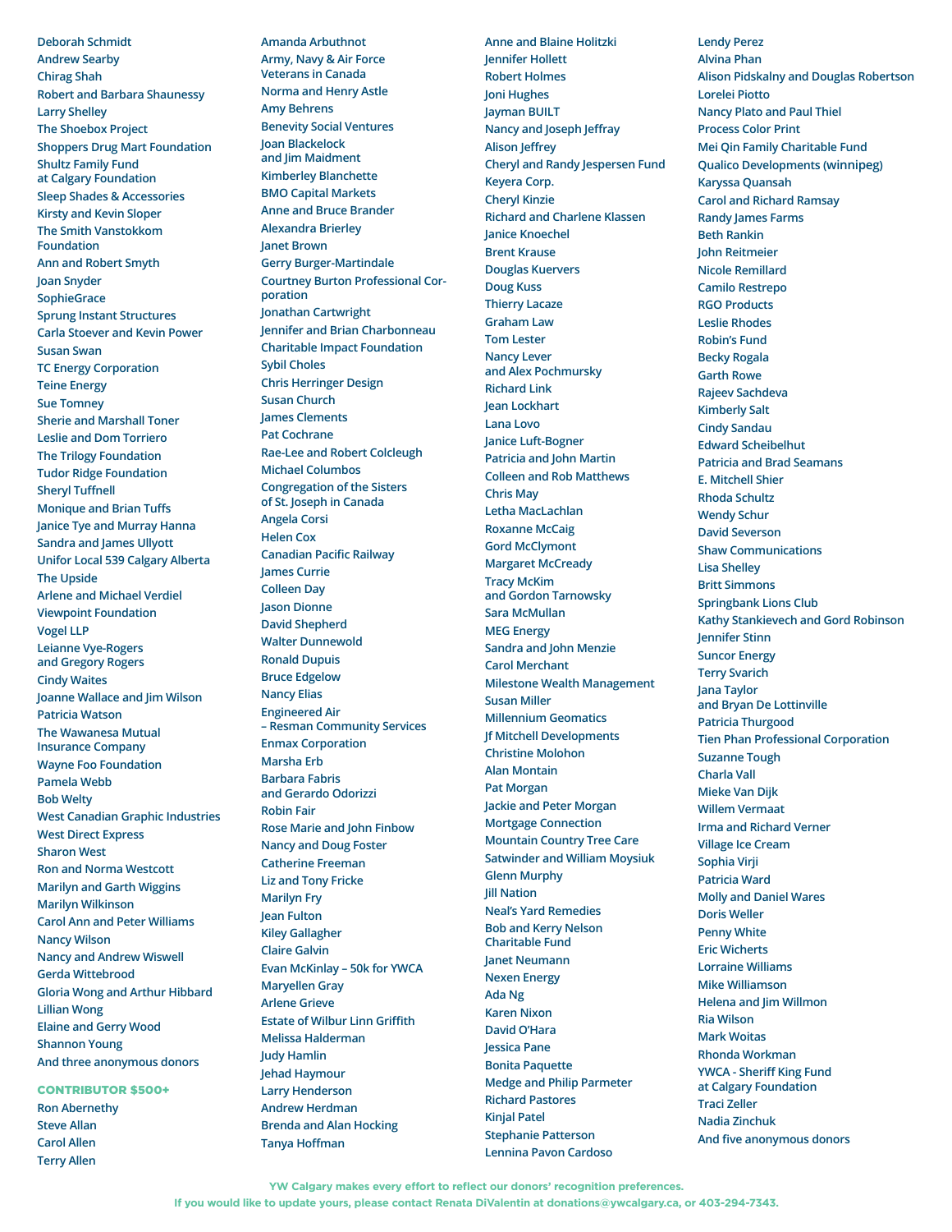Deborah Schmidt
Andrew Searby
Chirag Shah
Robert and Barbara Shaunessy
Larry Shelley
The Shoebox Project
Shoppers Drug Mart Foundation
Shultz Family Fund at Calgary Foundation
Sleep Shades & Accessories
Kirsty and Kevin Sloper
The Smith Vanstokkom Foundation
Ann and Robert Smyth
Joan Snyder
SophieGrace
Sprung Instant Structures
Carla Stoever and Kevin Power
Susan Swan
TC Energy Corporation
Teine Energy
Sue Tomney
Sherie and Marshall Toner
Leslie and Dom Torriero
The Trilogy Foundation
Tudor Ridge Foundation
Sheryl Tuffnell
Monique and Brian Tuffs
Janice Tye and Murray Hanna
Sandra and James Ullyott
Unifor Local 539 Calgary Alberta
The Upside
Arlene and Michael Verdiel
Viewpoint Foundation
Vogel LLP
Leianne Vye-Rogers and Gregory Rogers
Cindy Waites
Joanne Wallace and Jim Wilson
Patricia Watson
The Wawanesa Mutual Insurance Company
Wayne Foo Foundation
Pamela Webb
Bob Welty
West Canadian Graphic Industries
West Direct Express
Sharon West
Ron and Norma Westcott
Marilyn and Garth Wiggins
Marilyn Wilkinson
Carol Ann and Peter Williams
Nancy Wilson
Nancy and Andrew Wiswell
Gerda Wittebrood
Gloria Wong and Arthur Hibbard
Lillian Wong
Elaine and Gerry Wood
Shannon Young
And three anonymous donors

## CONTRIBUTOR $500+

Ron Abernethy
Steve Allan
Carol Allen
Terry Allen
Amanda Arbuthnot
Army, Navy & Air Force Veterans in Canada
Norma and Henry Astle
Amy Behrens
Benevity Social Ventures
Joan Blackelock and Jim Maidment
Kimberley Blanchette
BMO Capital Markets
Anne and Bruce Brander
Alexandra Brierley
Janet Brown
Gerry Burger-Martindale
Courtney Burton Professional Corporation
Jonathan Cartwright
Jennifer and Brian Charbonneau
Charitable Impact Foundation
Sybil Choles
Chris Herringer Design
Susan Church
James Clements
Pat Cochrane
Rae-Lee and Robert Colcleugh
Michael Columbos
Congregation of the Sisters of St. Joseph in Canada
Angela Corsi
Helen Cox
Canadian Pacific Railway
James Currie
Colleen Day
Jason Dionne
David Shepherd
Walter Dunnewold
Ronald Dupuis
Bruce Edgelow
Nancy Elias
Engineered Air – Resman Community Services
Enmax Corporation
Marsha Erb
Barbara Fabris and Gerardo Odorizzi
Robin Fair
Rose Marie and John Finbow
Nancy and Doug Foster
Catherine Freeman
Liz and Tony Fricke
Marilyn Fry
Jean Fulton
Kiley Gallagher
Claire Galvin
Evan McKinlay – 50k for YWCA
Maryellen Gray
Arlene Grieve
Estate of Wilbur Linn Griffith
Melissa Halderman
Judy Hamlin
Jehad Haymour
Larry Henderson
Andrew Herdman
Brenda and Alan Hocking
Tanya Hoffman
Anne and Blaine Holitzki
Jennifer Hollett
Robert Holmes
Joni Hughes
Jayman BUILT
Nancy and Joseph Jeffray
Alison Jeffrey
Cheryl and Randy Jespersen Fund
Keyera Corp.
Cheryl Kinzie
Richard and Charlene Klassen
Janice Knoechel
Brent Krause
Douglas Kuervers
Doug Kuss
Thierry Lacaze
Graham Law
Tom Lester
Nancy Lever and Alex Pochmursky
Richard Link
Jean Lockhart
Lana Lovo
Janice Luft-Bogner
Patricia and John Martin
Colleen and Rob Matthews
Chris May
Letha MacLachlan
Roxanne McCaig
Gord McClymont
Margaret McCready
Tracy McKim and Gordon Tarnowsky
Sara McMullan
MEG Energy
Sandra and John Menzie
Carol Merchant
Milestone Wealth Management
Susan Miller
Millennium Geomatics
Jf Mitchell Developments
Christine Molohon
Alan Montain
Pat Morgan
Jackie and Peter Morgan
Mortgage Connection
Mountain Country Tree Care
Satwinder and William Moysiuk
Glenn Murphy
Jill Nation
Neal's Yard Remedies
Bob and Kerry Nelson Charitable Fund
Janet Neumann
Nexen Energy
Ada Ng
Karen Nixon
David O'Hara
Jessica Pane
Bonita Paquette
Medge and Philip Parmeter
Richard Pastores
Kinjal Patel
Stephanie Patterson
Lennina Pavon Cardoso
Lendy Perez
Alvina Phan
Alison Pidskalny and Douglas Robertson
Lorelei Piotto
Nancy Plato and Paul Thiel
Process Color Print
Mei Qin Family Charitable Fund
Qualico Developments (winnipeg)
Karyssa Quansah
Carol and Richard Ramsay
Randy James Farms
Beth Rankin
John Reitmeier
Nicole Remillard
Camilo Restrepo
RGO Products
Leslie Rhodes
Robin's Fund
Becky Rogala
Garth Rowe
Rajeev Sachdeva
Kimberly Salt
Cindy Sandau
Edward Scheibelhut
Patricia and Brad Seamans
E. Mitchell Shier
Rhoda Schultz
Wendy Schur
David Severson
Shaw Communications
Lisa Shelley
Britt Simmons
Springbank Lions Club
Kathy Stankievech and Gord Robinson
Jennifer Stinn
Suncor Energy
Terry Svarich
Jana Taylor and Bryan De Lottinville
Patricia Thurgood
Tien Phan Professional Corporation
Suzanne Tough
Charla Vall
Mieke Van Dijk
Willem Vermaat
Irma and Richard Verner
Village Ice Cream
Sophia Virji
Patricia Ward
Molly and Daniel Wares
Doris Weller
Penny White
Eric Wicherts
Lorraine Williams
Mike Williamson
Helena and Jim Willmon
Ria Wilson
Mark Woitas
Rhonda Workman
YWCA - Sheriff King Fund at Calgary Foundation
Traci Zeller
Nadia Zinchuk
And five anonymous donors

**YW Calgary makes every effort to reflect our donors' recognition preferences.**
**If you would like to update yours, please contact Renata DiValentin at donations@ywcalgary.ca, or 403-294-7343.**